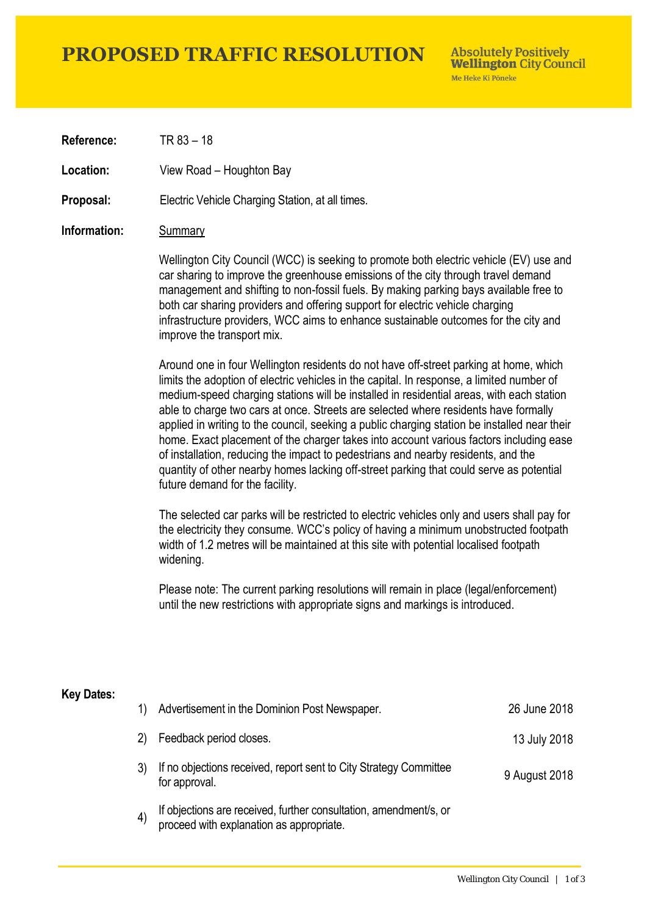# PROPOSED TRAFFIC RESOLUTION

Absolutely Positively **Wellington** City Council
Me Heke Ki Pōneke

**Reference:** TR 83 – 18

**Location:** View Road – Houghton Bay

**Proposal:** Electric Vehicle Charging Station, at all times.

**Information:** Summary

Wellington City Council (WCC) is seeking to promote both electric vehicle (EV) use and car sharing to improve the greenhouse emissions of the city through travel demand management and shifting to non-fossil fuels. By making parking bays available free to both car sharing providers and offering support for electric vehicle charging infrastructure providers, WCC aims to enhance sustainable outcomes for the city and improve the transport mix.

Around one in four Wellington residents do not have off-street parking at home, which limits the adoption of electric vehicles in the capital. In response, a limited number of medium-speed charging stations will be installed in residential areas, with each station able to charge two cars at once. Streets are selected where residents have formally applied in writing to the council, seeking a public charging station be installed near their home. Exact placement of the charger takes into account various factors including ease of installation, reducing the impact to pedestrians and nearby residents, and the quantity of other nearby homes lacking off-street parking that could serve as potential future demand for the facility.

The selected car parks will be restricted to electric vehicles only and users shall pay for the electricity they consume. WCC's policy of having a minimum unobstructed footpath width of 1.2 metres will be maintained at this site with potential localised footpath widening.

Please note: The current parking resolutions will remain in place (legal/enforcement) until the new restrictions with appropriate signs and markings is introduced.

**Key Dates:**

| | | |
|---|---|---|
| 1) | Advertisement in the Dominion Post Newspaper. | 26 June 2018 |
| 2) | Feedback period closes. | 13 July 2018 |
| 3) | If no objections received, report sent to City Strategy Committee for approval. | 9 August 2018 |
| 4) | If objections are received, further consultation, amendment/s, or proceed with explanation as appropriate. | |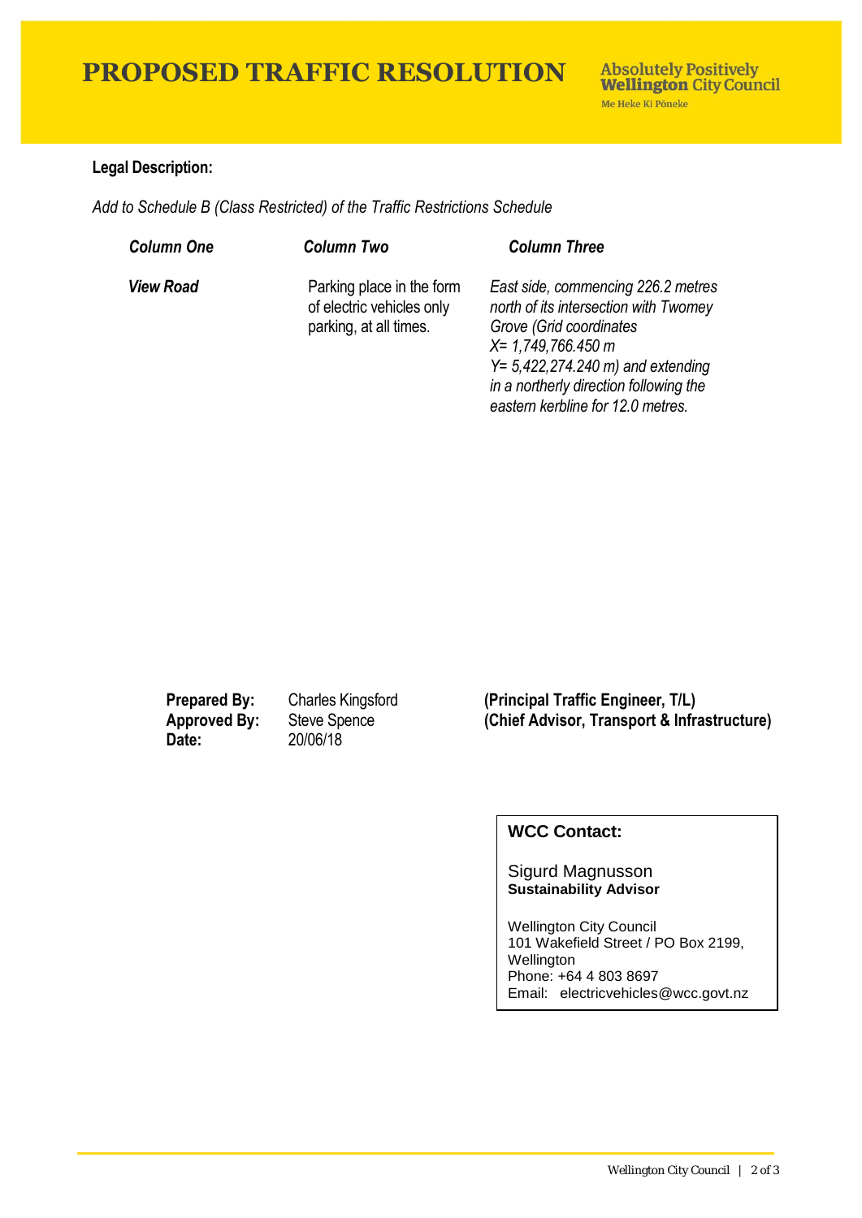# PROPOSED TRAFFIC RESOLUTION

Absolutely Positively **Wellington** City Council
Me Heke Ki Pōneke

**Legal Description:**

*Add to Schedule B (Class Restricted) of the Traffic Restrictions Schedule*

| *Column One* | *Column Two* | *Column Three* |
|---|---|---|
| ***View Road*** | Parking place in the form of electric vehicles only parking, at all times. | *East side, commencing 226.2 metres north of its intersection with Twomey Grove (Grid coordinates X= 1,749,766.450 m Y= 5,422,274.240 m) and extending in a northerly direction following the eastern kerbline for 12.0 metres.* |

| | | |
|---|---|---|
| **Prepared By:** | Charles Kingsford | **(Principal Traffic Engineer, T/L)** |
| **Approved By:** | Steve Spence | **(Chief Advisor, Transport & Infrastructure)** |
| **Date:** | 20/06/18 | |

**WCC Contact:**

Sigurd Magnusson
**Sustainability Advisor**

Wellington City Council
101 Wakefield Street / PO Box 2199, Wellington
Phone: +64 4 803 8697
Email: electricvehicles@wcc.govt.nz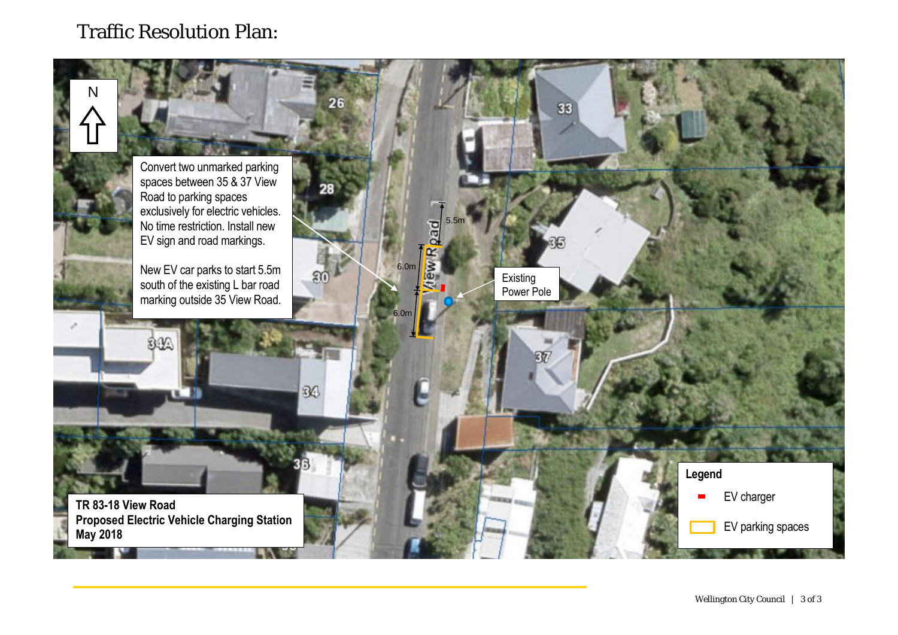# Traffic Resolution Plan:

N

Convert two unmarked parking spaces between 35 & 37 View Road to parking spaces exclusively for electric vehicles. No time restriction. Install new EV sign and road markings.

New EV car parks to start 5.5m south of the existing L bar road marking outside 35 View Road.

5.5m

6.0m

6.0m

View Road

Existing Power Pole

26

28

30

33

35

34A

34

36

37

**Legend**

EV charger

EV parking spaces

**TR 83-18 View Road**
**Proposed Electric Vehicle Charging Station**
**May 2018**

Wellington City Council